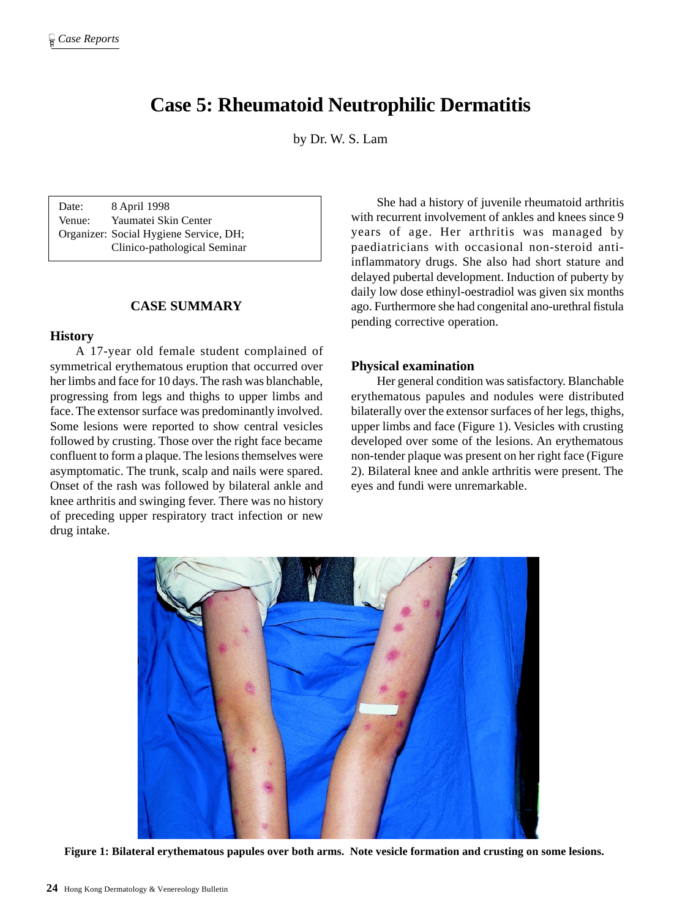# Case 5: Rheumatoid Neutrophilic Dermatitis

by Dr. W. S. Lam

| | |
|---|---|
| Date: | 8 April 1998 |
| Venue: | Yaumatei Skin Center |
| Organizer: | Social Hygiene Service, DH; Clinico-pathological Seminar |

## CASE SUMMARY

### History

A 17-year old female student complained of symmetrical erythematous eruption that occurred over her limbs and face for 10 days. The rash was blanchable, progressing from legs and thighs to upper limbs and face. The extensor surface was predominantly involved. Some lesions were reported to show central vesicles followed by crusting. Those over the right face became confluent to form a plaque. The lesions themselves were asymptomatic. The trunk, scalp and nails were spared. Onset of the rash was followed by bilateral ankle and knee arthritis and swinging fever. There was no history of preceding upper respiratory tract infection or new drug intake.

She had a history of juvenile rheumatoid arthritis with recurrent involvement of ankles and knees since 9 years of age. Her arthritis was managed by paediatricians with occasional non-steroid anti-inflammatory drugs. She also had short stature and delayed pubertal development. Induction of puberty by daily low dose ethinyl-oestradiol was given six months ago. Furthermore she had congenital ano-urethral fistula pending corrective operation.

### Physical examination

Her general condition was satisfactory. Blanchable erythematous papules and nodules were distributed bilaterally over the extensor surfaces of her legs, thighs, upper limbs and face (Figure 1). Vesicles with crusting developed over some of the lesions. An erythematous non-tender plaque was present on her right face (Figure 2). Bilateral knee and ankle arthritis were present. The eyes and fundi were unremarkable.

**Figure 1: Bilateral erythematous papules over both arms. Note vesicle formation and crusting on some lesions.**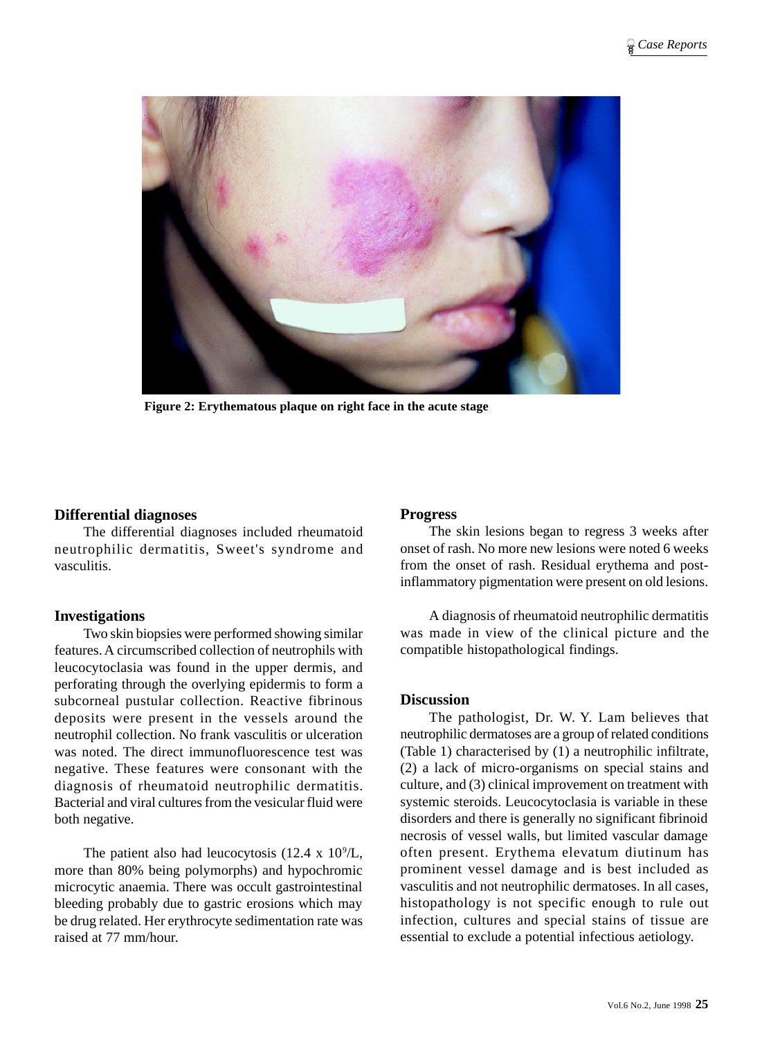Figure 2: Erythematous plaque on right face in the acute stage

## Differential diagnoses

The differential diagnoses included rheumatoid neutrophilic dermatitis, Sweet's syndrome and vasculitis.

## Investigations

Two skin biopsies were performed showing similar features. A circumscribed collection of neutrophils with leucocytoclasia was found in the upper dermis, and perforating through the overlying epidermis to form a subcorneal pustular collection. Reactive fibrinous deposits were present in the vessels around the neutrophil collection. No frank vasculitis or ulceration was noted. The direct immunofluorescence test was negative. These features were consonant with the diagnosis of rheumatoid neutrophilic dermatitis. Bacterial and viral cultures from the vesicular fluid were both negative.

The patient also had leucocytosis ($12.4 \times 10^9$/L, more than 80% being polymorphs) and hypochromic microcytic anaemia. There was occult gastrointestinal bleeding probably due to gastric erosions which may be drug related. Her erythrocyte sedimentation rate was raised at 77 mm/hour.

## Progress

The skin lesions began to regress 3 weeks after onset of rash. No more new lesions were noted 6 weeks from the onset of rash. Residual erythema and post-inflammatory pigmentation were present on old lesions.

A diagnosis of rheumatoid neutrophilic dermatitis was made in view of the clinical picture and the compatible histopathological findings.

## Discussion

The pathologist, Dr. W. Y. Lam believes that neutrophilic dermatoses are a group of related conditions (Table 1) characterised by (1) a neutrophilic infiltrate, (2) a lack of micro-organisms on special stains and culture, and (3) clinical improvement on treatment with systemic steroids. Leucocytoclasia is variable in these disorders and there is generally no significant fibrinoid necrosis of vessel walls, but limited vascular damage often present. Erythema elevatum diutinum has prominent vessel damage and is best included as vasculitis and not neutrophilic dermatoses. In all cases, histopathology is not specific enough to rule out infection, cultures and special stains of tissue are essential to exclude a potential infectious aetiology.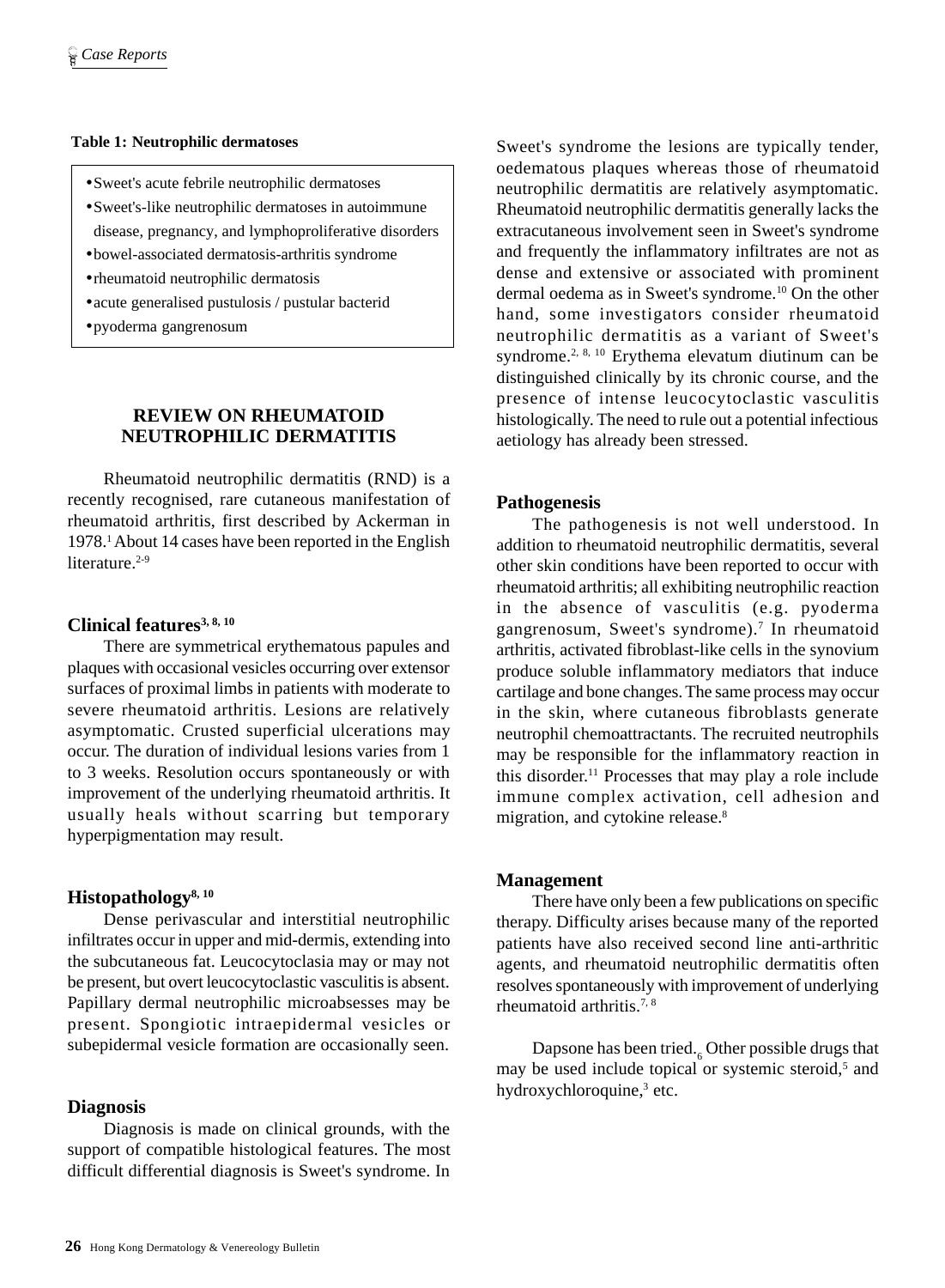**Table 1: Neutrophilic dermatoses**

- Sweet's acute febrile neutrophilic dermatoses
- Sweet's-like neutrophilic dermatoses in autoimmune disease, pregnancy, and lymphoproliferative disorders
- bowel-associated dermatosis-arthritis syndrome
- rheumatoid neutrophilic dermatosis
- acute generalised pustulosis / pustular bacterid
- pyoderma gangrenosum

## REVIEW ON RHEUMATOID NEUTROPHILIC DERMATITIS

Rheumatoid neutrophilic dermatitis (RND) is a recently recognised, rare cutaneous manifestation of rheumatoid arthritis, first described by Ackerman in 1978.[1] About 14 cases have been reported in the English literature.[2-9]

### Clinical features[3, 8, 10]

There are symmetrical erythematous papules and plaques with occasional vesicles occurring over extensor surfaces of proximal limbs in patients with moderate to severe rheumatoid arthritis. Lesions are relatively asymptomatic. Crusted superficial ulcerations may occur. The duration of individual lesions varies from 1 to 3 weeks. Resolution occurs spontaneously or with improvement of the underlying rheumatoid arthritis. It usually heals without scarring but temporary hyperpigmentation may result.

### Histopathology[8, 10]

Dense perivascular and interstitial neutrophilic infiltrates occur in upper and mid-dermis, extending into the subcutaneous fat. Leucocytoclasia may or may not be present, but overt leucocytoclastic vasculitis is absent. Papillary dermal neutrophilic microabsesses may be present. Spongiotic intraepidermal vesicles or subepidermal vesicle formation are occasionally seen.

### Diagnosis

Diagnosis is made on clinical grounds, with the support of compatible histological features. The most difficult differential diagnosis is Sweet's syndrome. In Sweet's syndrome the lesions are typically tender, oedematous plaques whereas those of rheumatoid neutrophilic dermatitis are relatively asymptomatic. Rheumatoid neutrophilic dermatitis generally lacks the extracutaneous involvement seen in Sweet's syndrome and frequently the inflammatory infiltrates are not as dense and extensive or associated with prominent dermal oedema as in Sweet's syndrome.[10] On the other hand, some investigators consider rheumatoid neutrophilic dermatitis as a variant of Sweet's syndrome.[2, 8, 10] Erythema elevatum diutinum can be distinguished clinically by its chronic course, and the presence of intense leucocytoclastic vasculitis histologically. The need to rule out a potential infectious aetiology has already been stressed.

### Pathogenesis

The pathogenesis is not well understood. In addition to rheumatoid neutrophilic dermatitis, several other skin conditions have been reported to occur with rheumatoid arthritis; all exhibiting neutrophilic reaction in the absence of vasculitis (e.g. pyoderma gangrenosum, Sweet's syndrome).[7] In rheumatoid arthritis, activated fibroblast-like cells in the synovium produce soluble inflammatory mediators that induce cartilage and bone changes. The same process may occur in the skin, where cutaneous fibroblasts generate neutrophil chemoattractants. The recruited neutrophils may be responsible for the inflammatory reaction in this disorder.[11] Processes that may play a role include immune complex activation, cell adhesion and migration, and cytokine release.[8]

### Management

There have only been a few publications on specific therapy. Difficulty arises because many of the reported patients have also received second line anti-arthritic agents, and rheumatoid neutrophilic dermatitis often resolves spontaneously with improvement of underlying rheumatoid arthritis.[7, 8]

Dapsone has been tried.[6] Other possible drugs that may be used include topical or systemic steroid,[5] and hydroxychloroquine,[3] etc.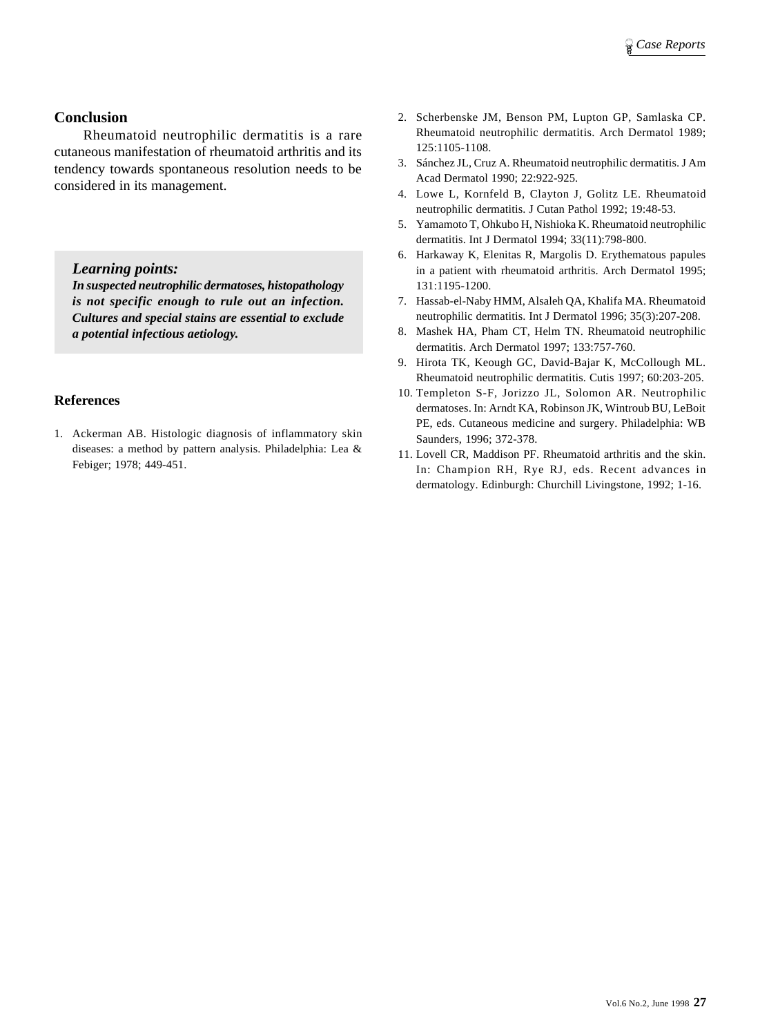## Conclusion

Rheumatoid neutrophilic dermatitis is a rare cutaneous manifestation of rheumatoid arthritis and its tendency towards spontaneous resolution needs to be considered in its management.

> ***Learning points:***
>
> ***In suspected neutrophilic dermatoses, histopathology is not specific enough to rule out an infection. Cultures and special stains are essential to exclude a potential infectious aetiology.***

## References

1. Ackerman AB. Histologic diagnosis of inflammatory skin diseases: a method by pattern analysis. Philadelphia: Lea & Febiger; 1978; 449-451.
2. Scherbenske JM, Benson PM, Lupton GP, Samlaska CP. Rheumatoid neutrophilic dermatitis. Arch Dermatol 1989; 125:1105-1108.
3. Sánchez JL, Cruz A. Rheumatoid neutrophilic dermatitis. J Am Acad Dermatol 1990; 22:922-925.
4. Lowe L, Kornfeld B, Clayton J, Golitz LE. Rheumatoid neutrophilic dermatitis. J Cutan Pathol 1992; 19:48-53.
5. Yamamoto T, Ohkubo H, Nishioka K. Rheumatoid neutrophilic dermatitis. Int J Dermatol 1994; 33(11):798-800.
6. Harkaway K, Elenitas R, Margolis D. Erythematous papules in a patient with rheumatoid arthritis. Arch Dermatol 1995; 131:1195-1200.
7. Hassab-el-Naby HMM, Alsaleh QA, Khalifa MA. Rheumatoid neutrophilic dermatitis. Int J Dermatol 1996; 35(3):207-208.
8. Mashek HA, Pham CT, Helm TN. Rheumatoid neutrophilic dermatitis. Arch Dermatol 1997; 133:757-760.
9. Hirota TK, Keough GC, David-Bajar K, McCollough ML. Rheumatoid neutrophilic dermatitis. Cutis 1997; 60:203-205.
10. Templeton S-F, Jorizzo JL, Solomon AR. Neutrophilic dermatoses. In: Arndt KA, Robinson JK, Wintroub BU, LeBoit PE, eds. Cutaneous medicine and surgery. Philadelphia: WB Saunders, 1996; 372-378.
11. Lovell CR, Maddison PF. Rheumatoid arthritis and the skin. In: Champion RH, Rye RJ, eds. Recent advances in dermatology. Edinburgh: Churchill Livingstone, 1992; 1-16.